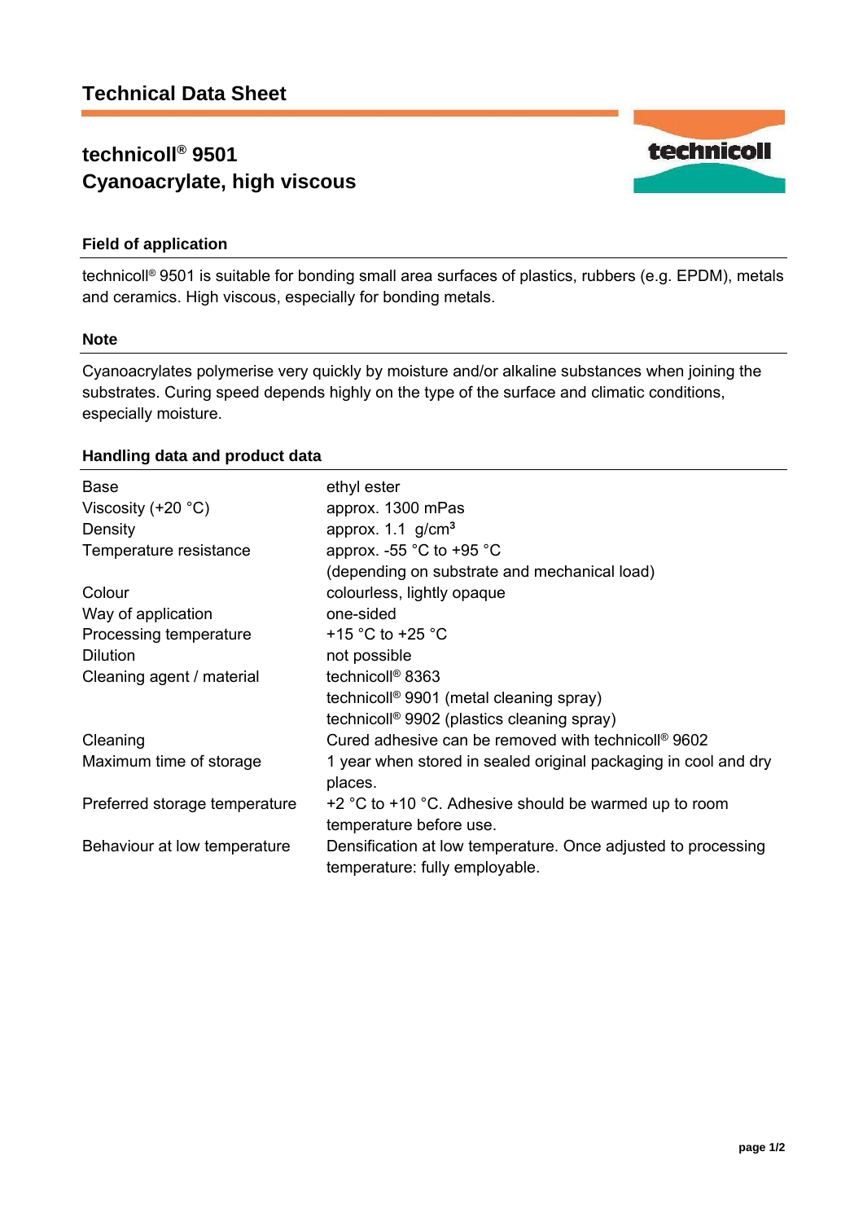# Technical Data Sheet

## technicoll® 9501
## Cyanoacrylate, high viscous

### Field of application

technicoll® 9501 is suitable for bonding small area surfaces of plastics, rubbers (e.g. EPDM), metals and ceramics. High viscous, especially for bonding metals.

### Note

Cyanoacrylates polymerise very quickly by moisture and/or alkaline substances when joining the substrates. Curing speed depends highly on the type of the surface and climatic conditions, especially moisture.

### Handling data and product data

| | |
|---|---|
| Base | ethyl ester |
| Viscosity (+20 °C) | approx. 1300 mPas |
| Density | approx. 1.1 g/cm³ |
| Temperature resistance | approx. -55 °C to +95 °C (depending on substrate and mechanical load) |
| Colour | colourless, lightly opaque |
| Way of application | one-sided |
| Processing temperature | +15 °C to +25 °C |
| Dilution | not possible |
| Cleaning agent / material | technicoll® 8363<br>technicoll® 9901 (metal cleaning spray)<br>technicoll® 9902 (plastics cleaning spray) |
| Cleaning | Cured adhesive can be removed with technicoll® 9602 |
| Maximum time of storage | 1 year when stored in sealed original packaging in cool and dry places. |
| Preferred storage temperature | +2 °C to +10 °C. Adhesive should be warmed up to room temperature before use. |
| Behaviour at low temperature | Densification at low temperature. Once adjusted to processing temperature: fully employable. |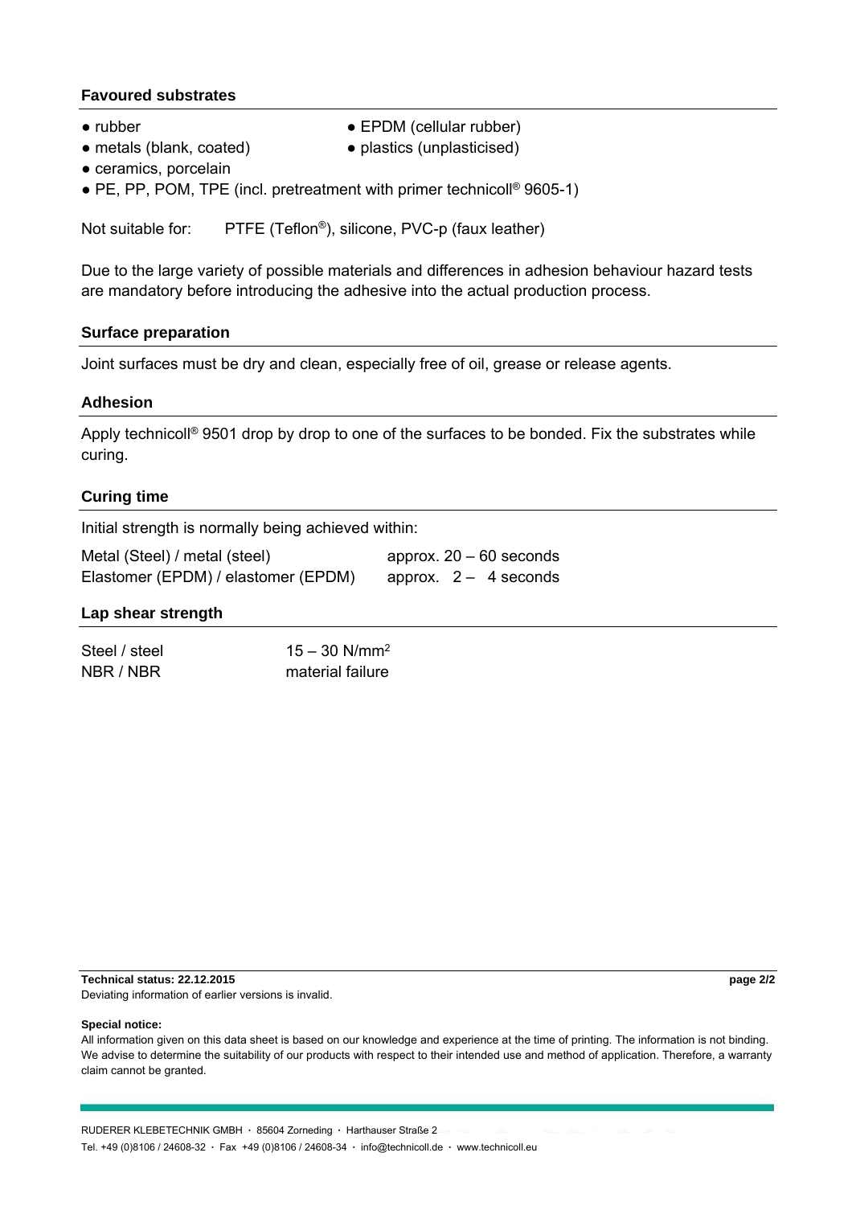## Favoured substrates

- rubber
- EPDM (cellular rubber)
- metals (blank, coated)
- plastics (unplasticised)
- ceramics, porcelain
- PE, PP, POM, TPE (incl. pretreatment with primer technicoll® 9605-1)

Not suitable for: PTFE (Teflon®), silicone, PVC-p (faux leather)

Due to the large variety of possible materials and differences in adhesion behaviour hazard tests are mandatory before introducing the adhesive into the actual production process.

## Surface preparation

Joint surfaces must be dry and clean, especially free of oil, grease or release agents.

## Adhesion

Apply technicoll® 9501 drop by drop to one of the surfaces to be bonded. Fix the substrates while curing.

## Curing time

Initial strength is normally being achieved within:

| | |
|---|---|
| Metal (Steel) / metal (steel) | approx. 20 – 60 seconds |
| Elastomer (EPDM) / elastomer (EPDM) | approx. 2 – 4 seconds |

## Lap shear strength

| | |
|---|---|
| Steel / steel | 15 – 30 N/mm$^2$ |
| NBR / NBR | material failure |

**Technical status: 22.12.2015**

Deviating information of earlier versions is invalid.

**Special notice:**

All information given on this data sheet is based on our knowledge and experience at the time of printing. The information is not binding. We advise to determine the suitability of our products with respect to their intended use and method of application. Therefore, a warranty claim cannot be granted.

RUDERER KLEBETECHNIK GMBH · 85604 Zorneding · Harthauser Straße 2

Tel. +49 (0)8106 / 24608-32 · Fax +49 (0)8106 / 24608-34 · info@technicoll.de · www.technicoll.eu